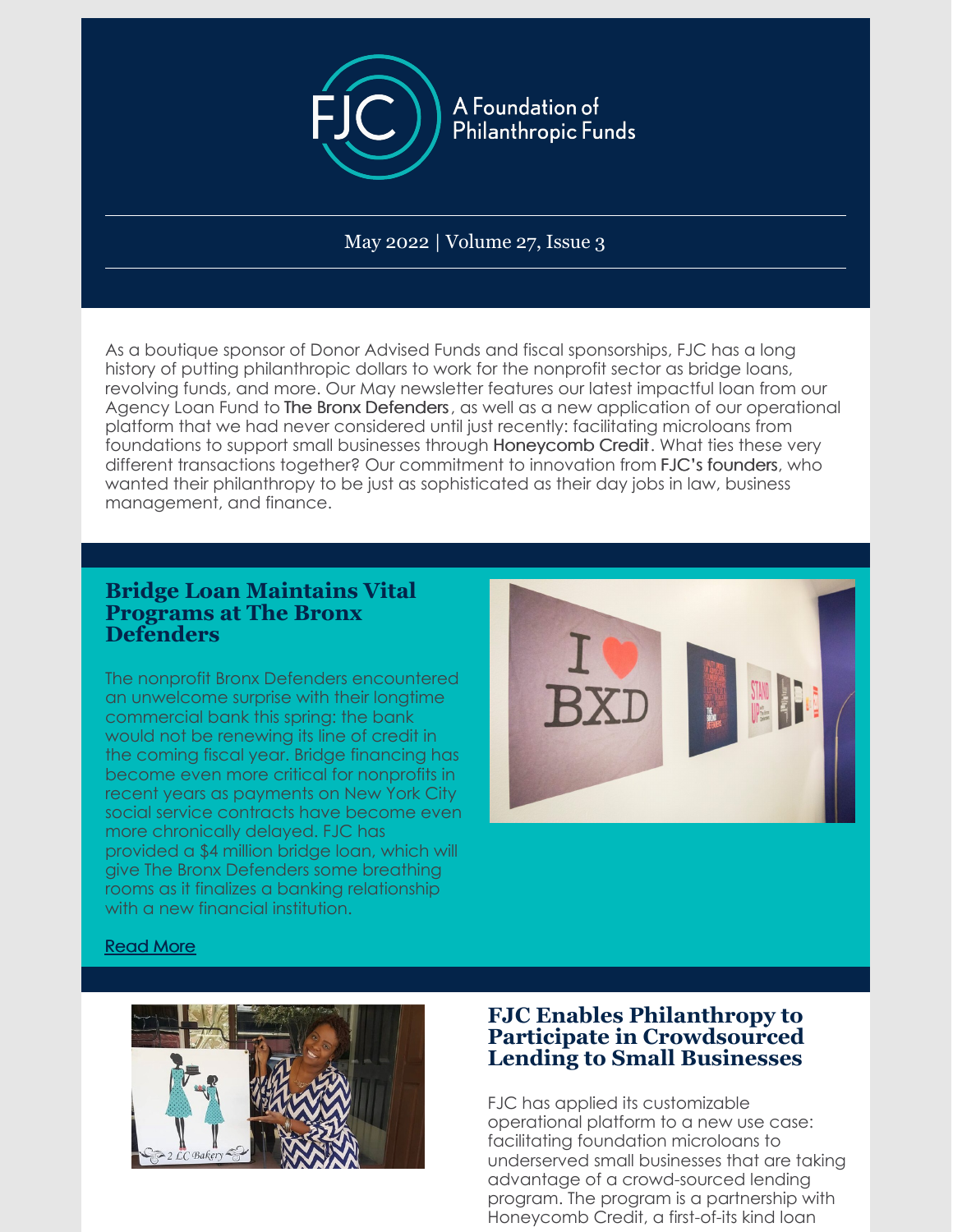FJC

A Foundation of Philanthropic Funds

May 2022 | Volume 27, Issue 3

As a boutique sponsor of Donor Advised Funds and fiscal sponsorships, FJC has a long history of putting philanthropic dollars to work for the nonprofit sector as bridge loans, revolving funds, and more. Our May newsletter features our latest impactful loan from our Agency Loan Fund to The Bronx Defenders, as well as a new application of our operational platform that we had never considered until just recently: facilitating microloans from foundations to support small businesses through Honeycomb Credit. What ties these very different transactions together? Our commitment to innovation from FJC's founders, who wanted their philanthropy to be just as sophisticated as their day jobs in law, business management, and finance.

## Bridge Loan Maintains Vital Programs at The Bronx Defenders

The nonprofit Bronx Defenders encountered an unwelcome surprise with their longtime commercial bank this spring: the bank would not be renewing its line of credit in the coming fiscal year. Bridge financing has become even more critical for nonprofits in recent years as payments on New York City social service contracts have become even more chronically delayed. FJC has provided a $4 million bridge loan, which will give The Bronx Defenders some breathing rooms as it finalizes a banking relationship with a new financial institution.

Read More

## FJC Enables Philanthropy to Participate in Crowdsourced Lending to Small Businesses

FJC has applied its customizable operational platform to a new use case: facilitating foundation microloans to underserved small businesses that are taking advantage of a crowd-sourced lending program. The program is a partnership with Honeycomb Credit, a first-of-its kind loan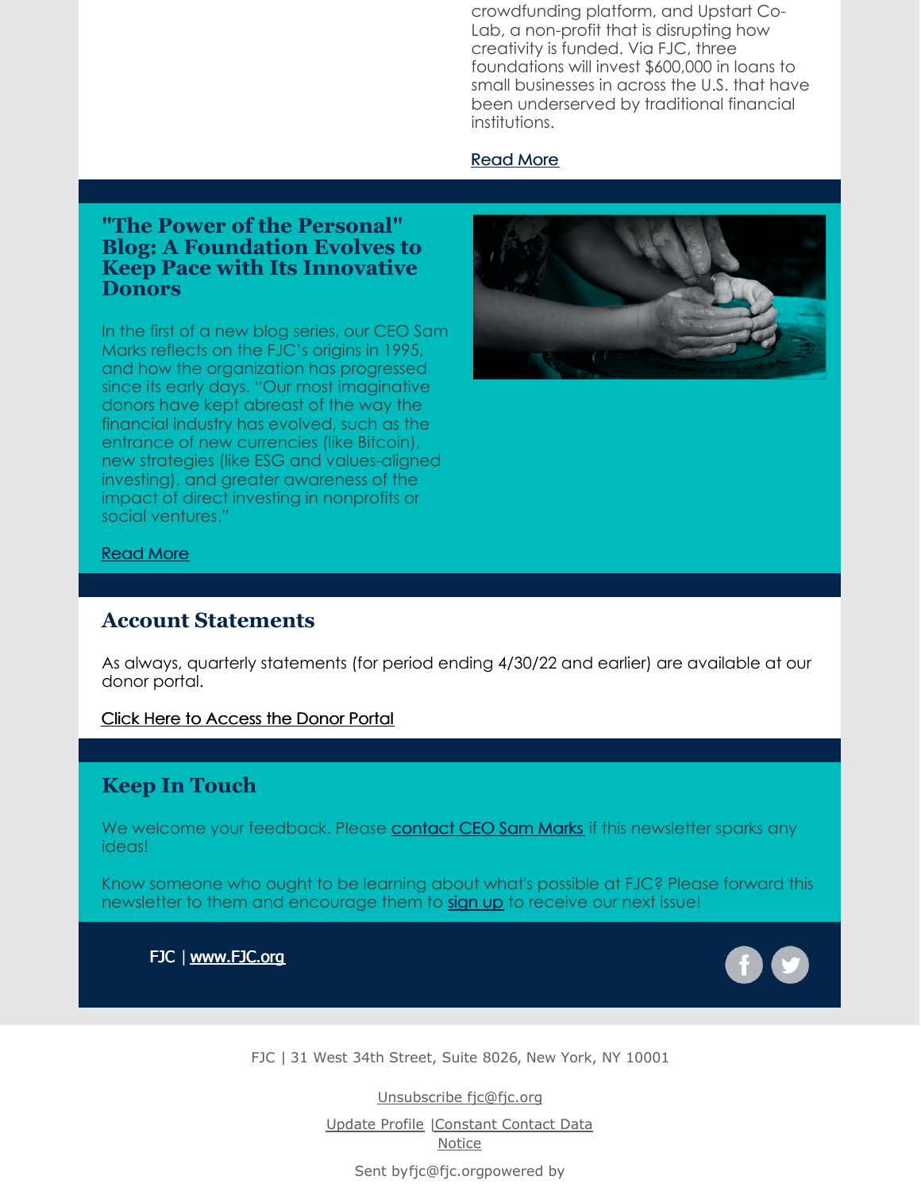crowdfunding platform, and Upstart Co-Lab, a non-profit that is disrupting how creativity is funded. Via FJC, three foundations will invest $600,000 in loans to small businesses in across the U.S. that have been underserved by traditional financial institutions.

Read More

## "The Power of the Personal" Blog: A Foundation Evolves to Keep Pace with Its Innovative Donors

In the first of a new blog series, our CEO Sam Marks reflects on the FJC's origins in 1995, and how the organization has progressed since its early days. "Our most imaginative donors have kept abreast of the way the financial industry has evolved, such as the entrance of new currencies (like Bitcoin), new strategies (like ESG and values-aligned investing), and greater awareness of the impact of direct investing in nonprofits or social ventures."

Read More

## Account Statements

As always, quarterly statements (for period ending 4/30/22 and earlier) are available at our donor portal.

Click Here to Access the Donor Portal

## Keep In Touch

We welcome your feedback. Please contact CEO Sam Marks if this newsletter sparks any ideas!

Know someone who ought to be learning about what's possible at FJC? Please forward this newsletter to them and encourage them to sign up to receive our next issue!

FJC | www.FJC.org

FJC | 31 West 34th Street, Suite 8026, New York, NY 10001

Unsubscribe fjc@fjc.org

Update Profile |Constant Contact Data Notice

Sent byfjc@fjc.orgpowered by